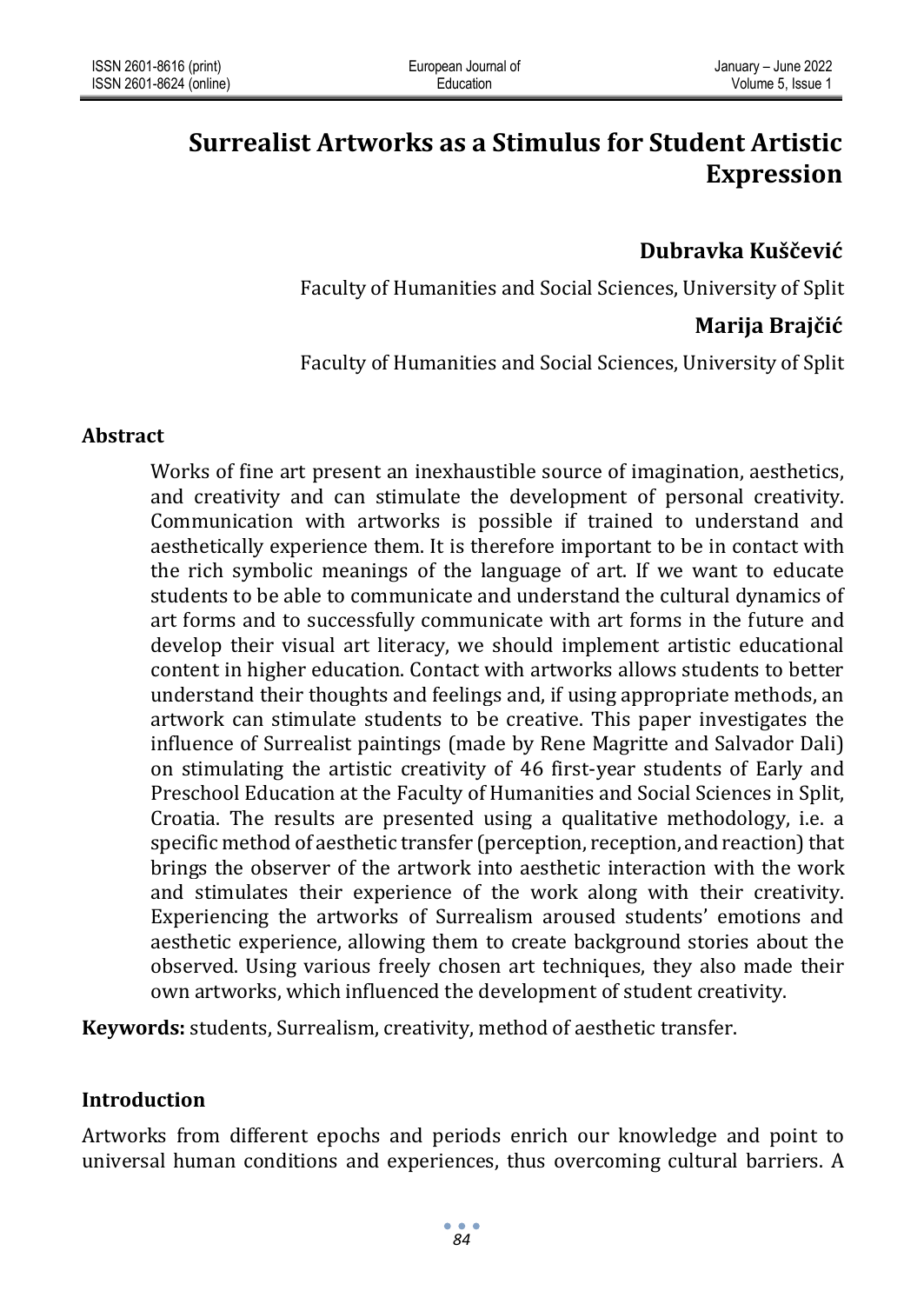# Surrealist Artworks as a Stimulus for Student Artistic Expression

**Dubravka Kuščević**

Faculty of Humanities and Social Sciences, University of Split

**Marija Brajčić**

Faculty of Humanities and Social Sciences, University of Split

## Abstract

Works of fine art present an inexhaustible source of imagination, aesthetics, and creativity and can stimulate the development of personal creativity. Communication with artworks is possible if trained to understand and aesthetically experience them. It is therefore important to be in contact with the rich symbolic meanings of the language of art. If we want to educate students to be able to communicate and understand the cultural dynamics of art forms and to successfully communicate with art forms in the future and develop their visual art literacy, we should implement artistic educational content in higher education. Contact with artworks allows students to better understand their thoughts and feelings and, if using appropriate methods, an artwork can stimulate students to be creative. This paper investigates the influence of Surrealist paintings (made by Rene Magritte and Salvador Dali) on stimulating the artistic creativity of 46 first-year students of Early and Preschool Education at the Faculty of Humanities and Social Sciences in Split, Croatia. The results are presented using a qualitative methodology, i.e. a specific method of aesthetic transfer (perception, reception, and reaction) that brings the observer of the artwork into aesthetic interaction with the work and stimulates their experience of the work along with their creativity. Experiencing the artworks of Surrealism aroused students' emotions and aesthetic experience, allowing them to create background stories about the observed. Using various freely chosen art techniques, they also made their own artworks, which influenced the development of student creativity.

**Keywords:** students, Surrealism, creativity, method of aesthetic transfer.

## Introduction

Artworks from different epochs and periods enrich our knowledge and point to universal human conditions and experiences, thus overcoming cultural barriers. A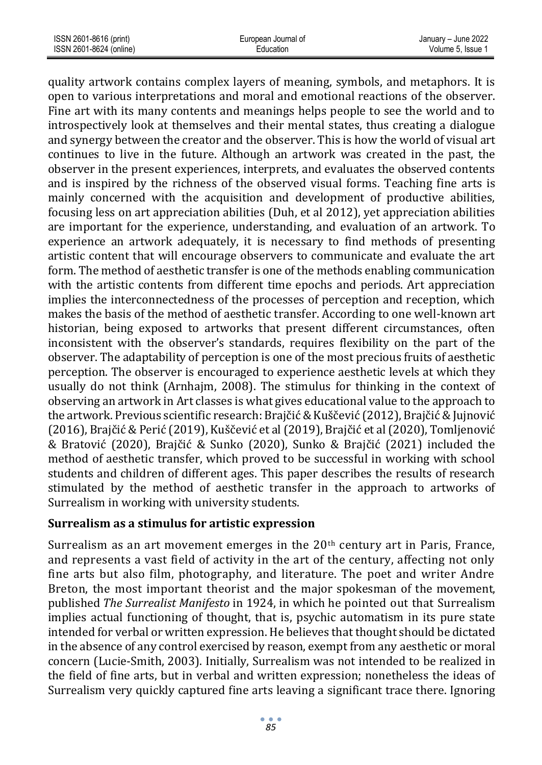quality artwork contains complex layers of meaning, symbols, and metaphors. It is open to various interpretations and moral and emotional reactions of the observer. Fine art with its many contents and meanings helps people to see the world and to introspectively look at themselves and their mental states, thus creating a dialogue and synergy between the creator and the observer. This is how the world of visual art continues to live in the future. Although an artwork was created in the past, the observer in the present experiences, interprets, and evaluates the observed contents and is inspired by the richness of the observed visual forms. Teaching fine arts is mainly concerned with the acquisition and development of productive abilities, focusing less on art appreciation abilities (Duh, et al 2012), yet appreciation abilities are important for the experience, understanding, and evaluation of an artwork. To experience an artwork adequately, it is necessary to find methods of presenting artistic content that will encourage observers to communicate and evaluate the art form. The method of aesthetic transfer is one of the methods enabling communication with the artistic contents from different time epochs and periods. Art appreciation implies the interconnectedness of the processes of perception and reception, which makes the basis of the method of aesthetic transfer. According to one well-known art historian, being exposed to artworks that present different circumstances, often inconsistent with the observer's standards, requires flexibility on the part of the observer. The adaptability of perception is one of the most precious fruits of aesthetic perception. The observer is encouraged to experience aesthetic levels at which they usually do not think (Arnhajm, 2008). The stimulus for thinking in the context of observing an artwork in Art classes is what gives educational value to the approach to the artwork. Previous scientific research: Brajčić & Kuščević (2012), Brajčić & Jujnović (2016), Brajčić & Perić (2019), Kuščević et al (2019), Brajčić et al (2020), Tomljenović & Bratović (2020), Brajčić & Sunko (2020), Sunko & Brajčić (2021) included the method of aesthetic transfer, which proved to be successful in working with school students and children of different ages. This paper describes the results of research stimulated by the method of aesthetic transfer in the approach to artworks of Surrealism in working with university students.

## Surrealism as a stimulus for artistic expression

Surrealism as an art movement emerges in the 20th century art in Paris, France, and represents a vast field of activity in the art of the century, affecting not only fine arts but also film, photography, and literature. The poet and writer Andre Breton, the most important theorist and the major spokesman of the movement, published *The Surrealist Manifesto* in 1924, in which he pointed out that Surrealism implies actual functioning of thought, that is, psychic automatism in its pure state intended for verbal or written expression. He believes that thought should be dictated in the absence of any control exercised by reason, exempt from any aesthetic or moral concern (Lucie-Smith, 2003). Initially, Surrealism was not intended to be realized in the field of fine arts, but in verbal and written expression; nonetheless the ideas of Surrealism very quickly captured fine arts leaving a significant trace there. Ignoring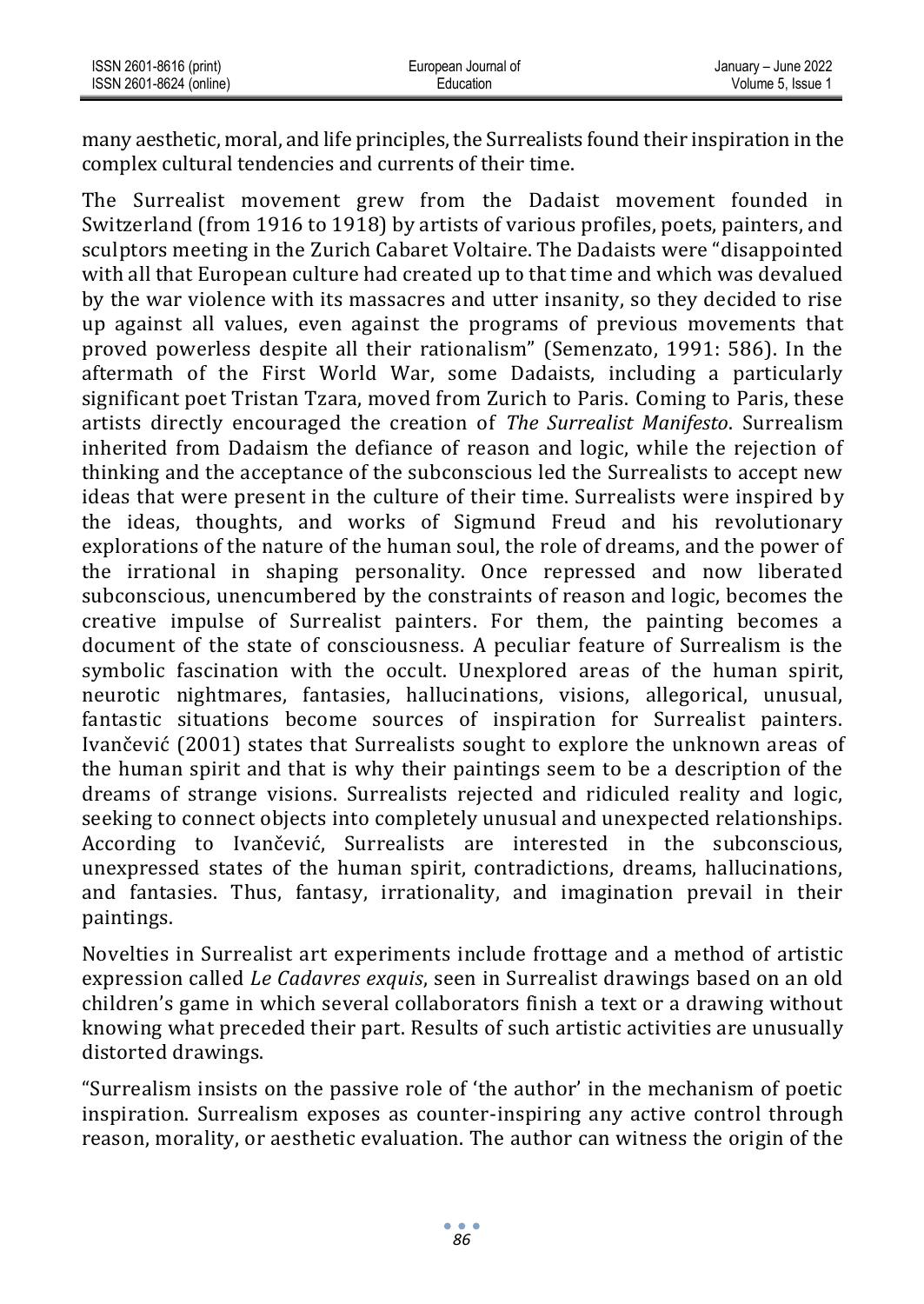many aesthetic, moral, and life principles, the Surrealists found their inspiration in the complex cultural tendencies and currents of their time.

The Surrealist movement grew from the Dadaist movement founded in Switzerland (from 1916 to 1918) by artists of various profiles, poets, painters, and sculptors meeting in the Zurich Cabaret Voltaire. The Dadaists were "disappointed with all that European culture had created up to that time and which was devalued by the war violence with its massacres and utter insanity, so they decided to rise up against all values, even against the programs of previous movements that proved powerless despite all their rationalism" (Semenzato, 1991: 586). In the aftermath of the First World War, some Dadaists, including a particularly significant poet Tristan Tzara, moved from Zurich to Paris. Coming to Paris, these artists directly encouraged the creation of *The Surrealist Manifesto*. Surrealism inherited from Dadaism the defiance of reason and logic, while the rejection of thinking and the acceptance of the subconscious led the Surrealists to accept new ideas that were present in the culture of their time. Surrealists were inspired by the ideas, thoughts, and works of Sigmund Freud and his revolutionary explorations of the nature of the human soul, the role of dreams, and the power of the irrational in shaping personality. Once repressed and now liberated subconscious, unencumbered by the constraints of reason and logic, becomes the creative impulse of Surrealist painters. For them, the painting becomes a document of the state of consciousness. A peculiar feature of Surrealism is the symbolic fascination with the occult. Unexplored areas of the human spirit, neurotic nightmares, fantasies, hallucinations, visions, allegorical, unusual, fantastic situations become sources of inspiration for Surrealist painters. Ivančević (2001) states that Surrealists sought to explore the unknown areas of the human spirit and that is why their paintings seem to be a description of the dreams of strange visions. Surrealists rejected and ridiculed reality and logic, seeking to connect objects into completely unusual and unexpected relationships. According to Ivančević, Surrealists are interested in the subconscious, unexpressed states of the human spirit, contradictions, dreams, hallucinations, and fantasies. Thus, fantasy, irrationality, and imagination prevail in their paintings.

Novelties in Surrealist art experiments include frottage and a method of artistic expression called *Le Cadavres exquis*, seen in Surrealist drawings based on an old children's game in which several collaborators finish a text or a drawing without knowing what preceded their part. Results of such artistic activities are unusually distorted drawings.

"Surrealism insists on the passive role of 'the author' in the mechanism of poetic inspiration. Surrealism exposes as counter-inspiring any active control through reason, morality, or aesthetic evaluation. The author can witness the origin of the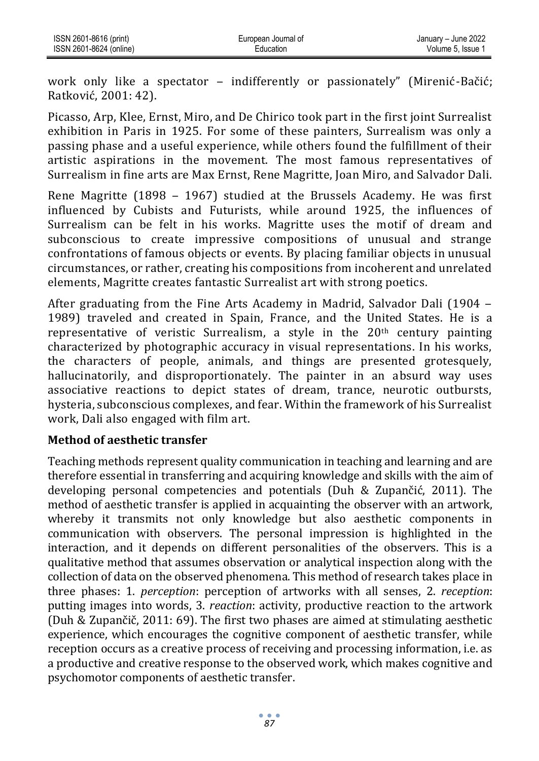work only like a spectator – indifferently or passionately" (Mirenić-Bačić; Ratković, 2001: 42).

Picasso, Arp, Klee, Ernst, Miro, and De Chirico took part in the first joint Surrealist exhibition in Paris in 1925. For some of these painters, Surrealism was only a passing phase and a useful experience, while others found the fulfillment of their artistic aspirations in the movement. The most famous representatives of Surrealism in fine arts are Max Ernst, Rene Magritte, Joan Miro, and Salvador Dali.

Rene Magritte (1898 – 1967) studied at the Brussels Academy. He was first influenced by Cubists and Futurists, while around 1925, the influences of Surrealism can be felt in his works. Magritte uses the motif of dream and subconscious to create impressive compositions of unusual and strange confrontations of famous objects or events. By placing familiar objects in unusual circumstances, or rather, creating his compositions from incoherent and unrelated elements, Magritte creates fantastic Surrealist art with strong poetics.

After graduating from the Fine Arts Academy in Madrid, Salvador Dali (1904 – 1989) traveled and created in Spain, France, and the United States. He is a representative of veristic Surrealism, a style in the 20th century painting characterized by photographic accuracy in visual representations. In his works, the characters of people, animals, and things are presented grotesquely, hallucinatorily, and disproportionately. The painter in an absurd way uses associative reactions to depict states of dream, trance, neurotic outbursts, hysteria, subconscious complexes, and fear. Within the framework of his Surrealist work, Dali also engaged with film art.

## Method of aesthetic transfer

Teaching methods represent quality communication in teaching and learning and are therefore essential in transferring and acquiring knowledge and skills with the aim of developing personal competencies and potentials (Duh & Zupančić, 2011). The method of aesthetic transfer is applied in acquainting the observer with an artwork, whereby it transmits not only knowledge but also aesthetic components in communication with observers. The personal impression is highlighted in the interaction, and it depends on different personalities of the observers. This is a qualitative method that assumes observation or analytical inspection along with the collection of data on the observed phenomena. This method of research takes place in three phases: 1. *perception*: perception of artworks with all senses, 2. *reception*: putting images into words, 3. *reaction*: activity, productive reaction to the artwork (Duh & Zupančič, 2011: 69). The first two phases are aimed at stimulating aesthetic experience, which encourages the cognitive component of aesthetic transfer, while reception occurs as a creative process of receiving and processing information, i.e. as a productive and creative response to the observed work, which makes cognitive and psychomotor components of aesthetic transfer.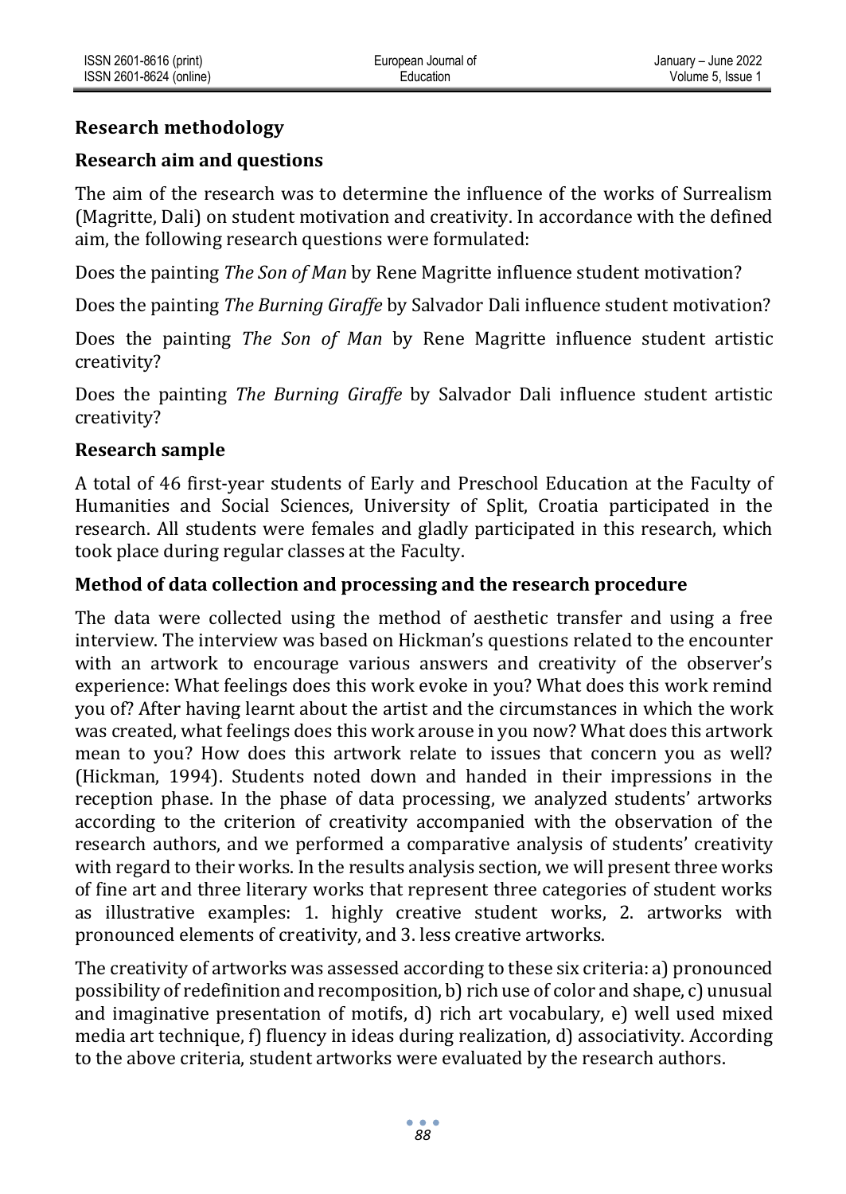## Research methodology

### Research aim and questions

The aim of the research was to determine the influence of the works of Surrealism (Magritte, Dali) on student motivation and creativity. In accordance with the defined aim, the following research questions were formulated:

Does the painting *The Son of Man* by Rene Magritte influence student motivation?

Does the painting *The Burning Giraffe* by Salvador Dali influence student motivation?

Does the painting *The Son of Man* by Rene Magritte influence student artistic creativity?

Does the painting *The Burning Giraffe* by Salvador Dali influence student artistic creativity?

### Research sample

A total of 46 first-year students of Early and Preschool Education at the Faculty of Humanities and Social Sciences, University of Split, Croatia participated in the research. All students were females and gladly participated in this research, which took place during regular classes at the Faculty.

### Method of data collection and processing and the research procedure

The data were collected using the method of aesthetic transfer and using a free interview. The interview was based on Hickman's questions related to the encounter with an artwork to encourage various answers and creativity of the observer's experience: What feelings does this work evoke in you? What does this work remind you of? After having learnt about the artist and the circumstances in which the work was created, what feelings does this work arouse in you now? What does this artwork mean to you? How does this artwork relate to issues that concern you as well? (Hickman, 1994). Students noted down and handed in their impressions in the reception phase. In the phase of data processing, we analyzed students' artworks according to the criterion of creativity accompanied with the observation of the research authors, and we performed a comparative analysis of students' creativity with regard to their works. In the results analysis section, we will present three works of fine art and three literary works that represent three categories of student works as illustrative examples: 1. highly creative student works, 2. artworks with pronounced elements of creativity, and 3. less creative artworks.

The creativity of artworks was assessed according to these six criteria: a) pronounced possibility of redefinition and recomposition, b) rich use of color and shape, c) unusual and imaginative presentation of motifs, d) rich art vocabulary, e) well used mixed media art technique, f) fluency in ideas during realization, d) associativity. According to the above criteria, student artworks were evaluated by the research authors.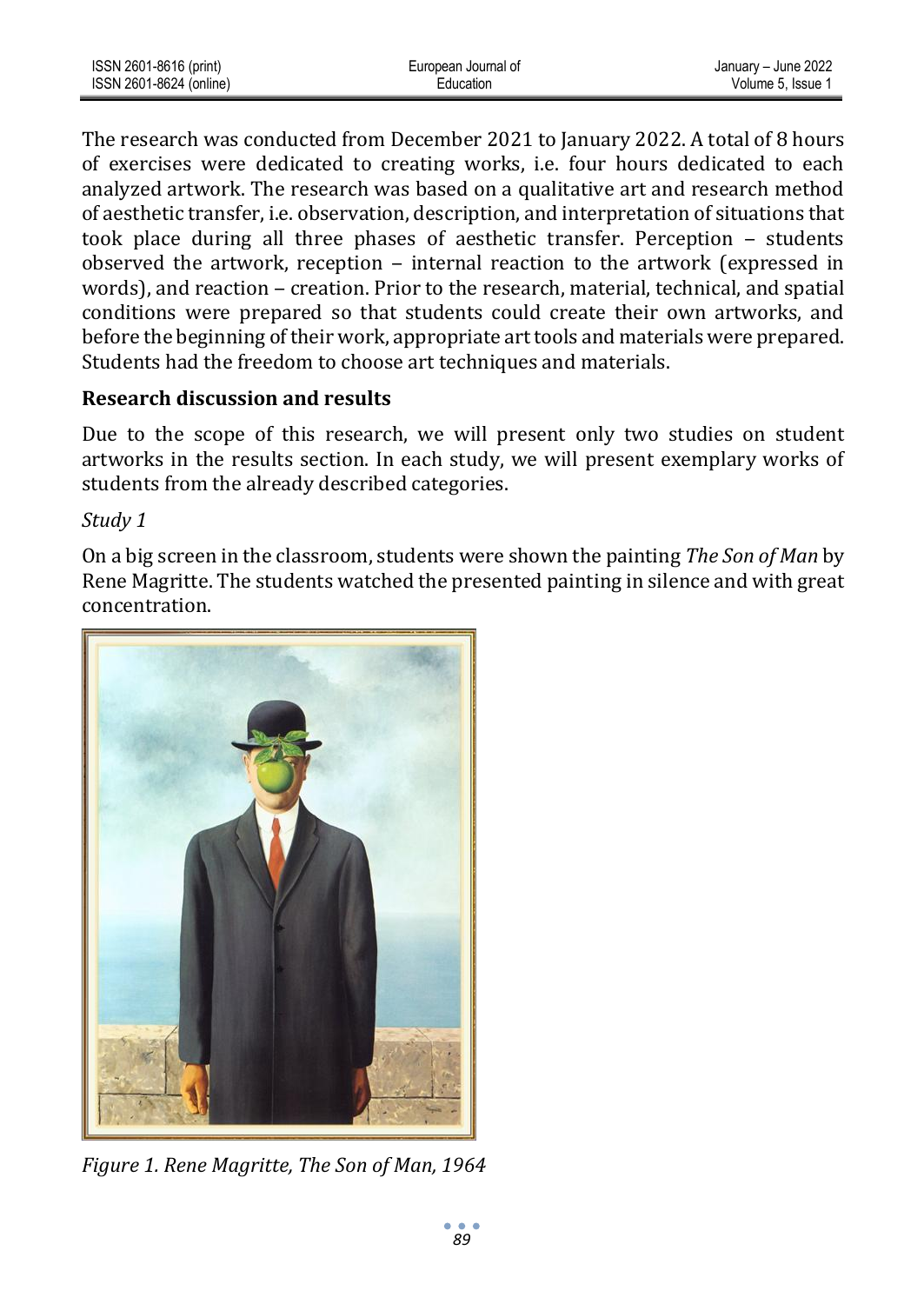The research was conducted from December 2021 to January 2022. A total of 8 hours of exercises were dedicated to creating works, i.e. four hours dedicated to each analyzed artwork. The research was based on a qualitative art and research method of aesthetic transfer, i.e. observation, description, and interpretation of situations that took place during all three phases of aesthetic transfer. Perception – students observed the artwork, reception – internal reaction to the artwork (expressed in words), and reaction – creation. Prior to the research, material, technical, and spatial conditions were prepared so that students could create their own artworks, and before the beginning of their work, appropriate art tools and materials were prepared. Students had the freedom to choose art techniques and materials.

## Research discussion and results

Due to the scope of this research, we will present only two studies on student artworks in the results section. In each study, we will present exemplary works of students from the already described categories.

*Study 1*

On a big screen in the classroom, students were shown the painting *The Son of Man* by Rene Magritte. The students watched the presented painting in silence and with great concentration.

*Figure 1. Rene Magritte, The Son of Man, 1964*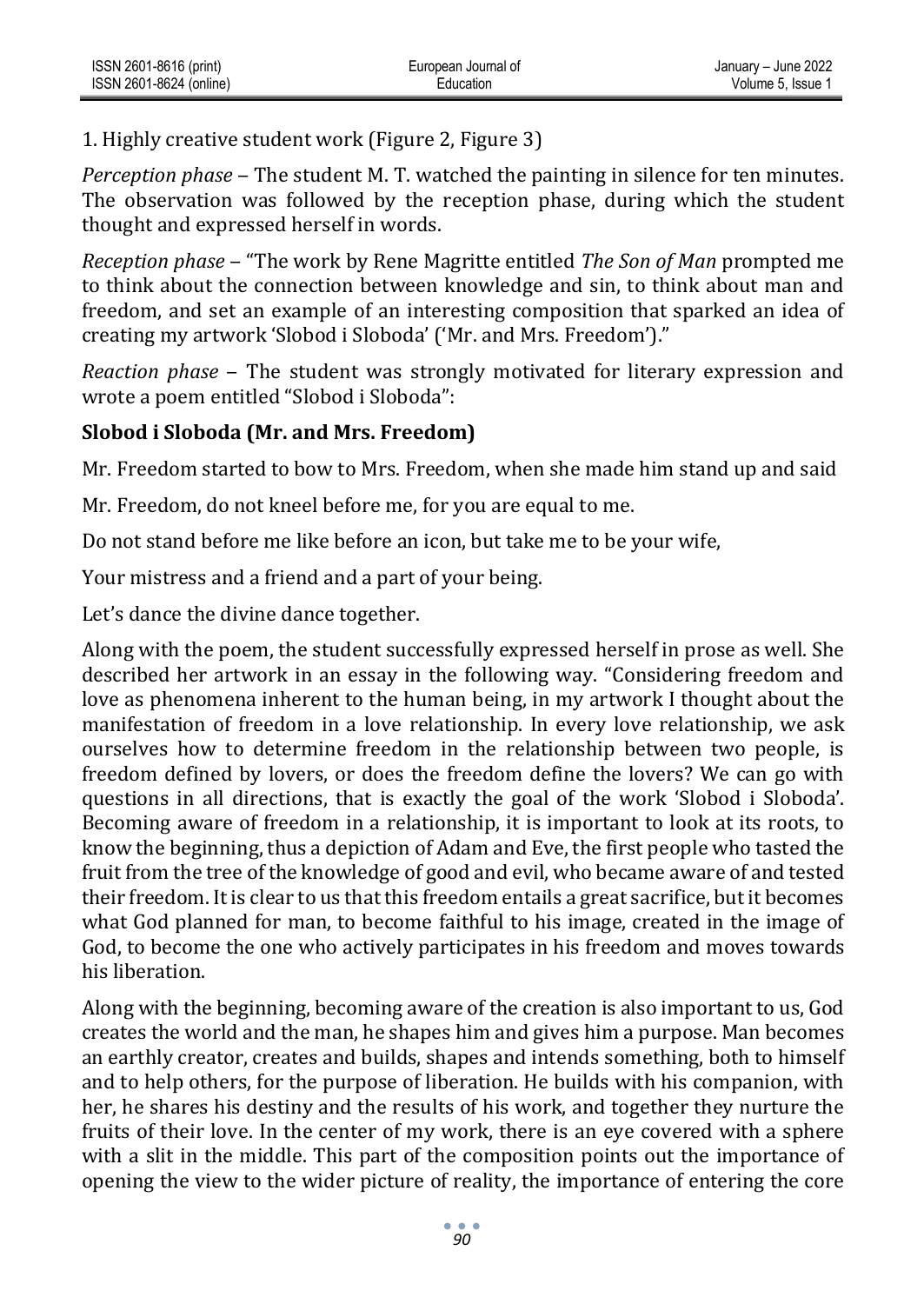1. Highly creative student work (Figure 2, Figure 3)

*Perception phase* – The student M. T. watched the painting in silence for ten minutes. The observation was followed by the reception phase, during which the student thought and expressed herself in words.

*Reception phase* – "The work by Rene Magritte entitled *The Son of Man* prompted me to think about the connection between knowledge and sin, to think about man and freedom, and set an example of an interesting composition that sparked an idea of creating my artwork 'Slobod i Sloboda' ('Mr. and Mrs. Freedom')."

*Reaction phase* – The student was strongly motivated for literary expression and wrote a poem entitled "Slobod i Sloboda":

**Slobod i Sloboda (Mr. and Mrs. Freedom)**

Mr. Freedom started to bow to Mrs. Freedom, when she made him stand up and said

Mr. Freedom, do not kneel before me, for you are equal to me.

Do not stand before me like before an icon, but take me to be your wife,

Your mistress and a friend and a part of your being.

Let's dance the divine dance together.

Along with the poem, the student successfully expressed herself in prose as well. She described her artwork in an essay in the following way. "Considering freedom and love as phenomena inherent to the human being, in my artwork I thought about the manifestation of freedom in a love relationship. In every love relationship, we ask ourselves how to determine freedom in the relationship between two people, is freedom defined by lovers, or does the freedom define the lovers? We can go with questions in all directions, that is exactly the goal of the work 'Slobod i Sloboda'. Becoming aware of freedom in a relationship, it is important to look at its roots, to know the beginning, thus a depiction of Adam and Eve, the first people who tasted the fruit from the tree of the knowledge of good and evil, who became aware of and tested their freedom. It is clear to us that this freedom entails a great sacrifice, but it becomes what God planned for man, to become faithful to his image, created in the image of God, to become the one who actively participates in his freedom and moves towards his liberation.

Along with the beginning, becoming aware of the creation is also important to us, God creates the world and the man, he shapes him and gives him a purpose. Man becomes an earthly creator, creates and builds, shapes and intends something, both to himself and to help others, for the purpose of liberation. He builds with his companion, with her, he shares his destiny and the results of his work, and together they nurture the fruits of their love. In the center of my work, there is an eye covered with a sphere with a slit in the middle. This part of the composition points out the importance of opening the view to the wider picture of reality, the importance of entering the core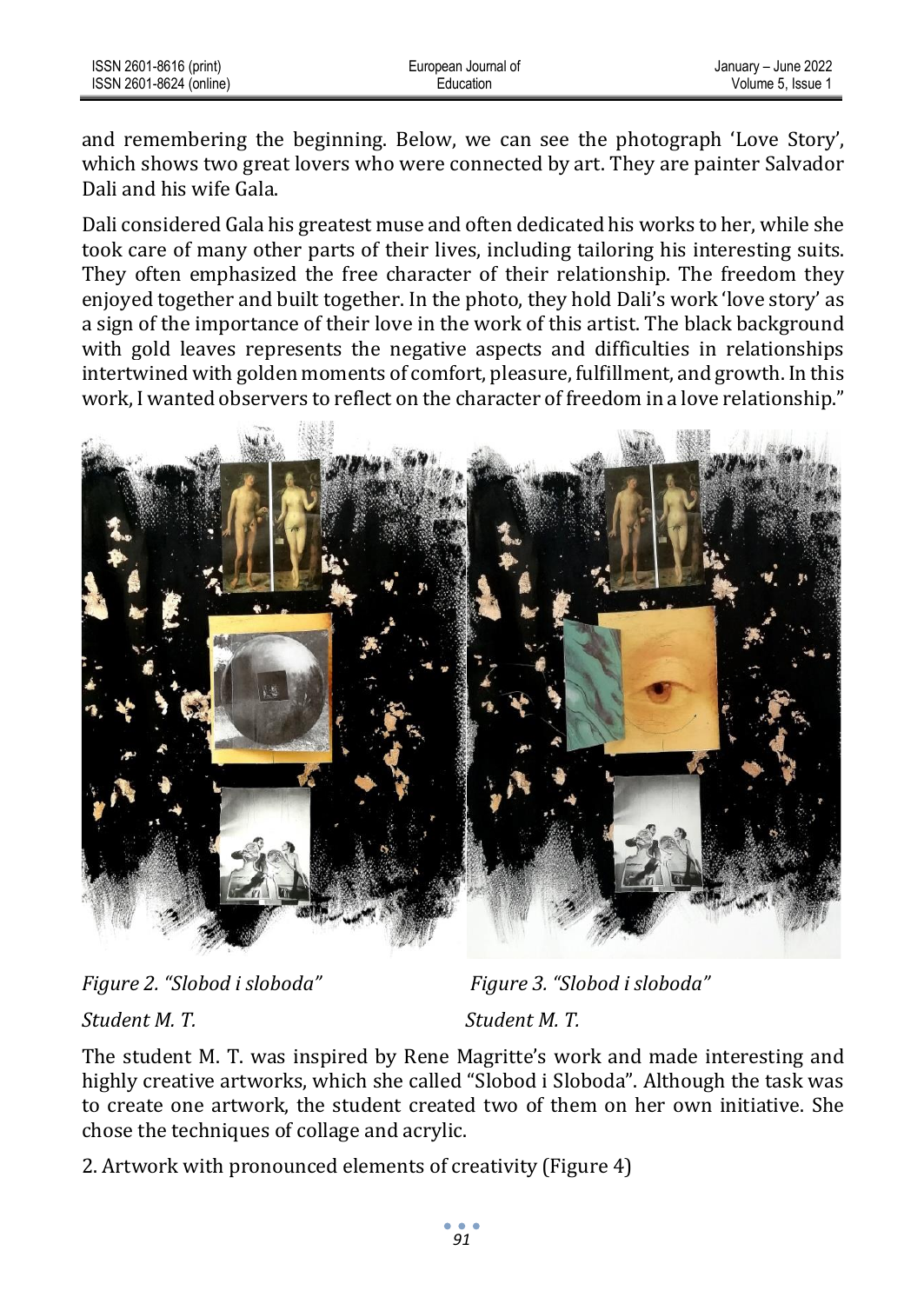and remembering the beginning. Below, we can see the photograph 'Love Story', which shows two great lovers who were connected by art. They are painter Salvador Dali and his wife Gala.

Dali considered Gala his greatest muse and often dedicated his works to her, while she took care of many other parts of their lives, including tailoring his interesting suits. They often emphasized the free character of their relationship. The freedom they enjoyed together and built together. In the photo, they hold Dali's work 'love story' as a sign of the importance of their love in the work of this artist. The black background with gold leaves represents the negative aspects and difficulties in relationships intertwined with golden moments of comfort, pleasure, fulfillment, and growth. In this work, I wanted observers to reflect on the character of freedom in a love relationship."

*Figure 2. "Slobod i sloboda"*

*Student M. T.*

*Figure 3. "Slobod i sloboda"*

*Student M. T.*

The student M. T. was inspired by Rene Magritte's work and made interesting and highly creative artworks, which she called "Slobod i Sloboda". Although the task was to create one artwork, the student created two of them on her own initiative. She chose the techniques of collage and acrylic.

2. Artwork with pronounced elements of creativity (Figure 4)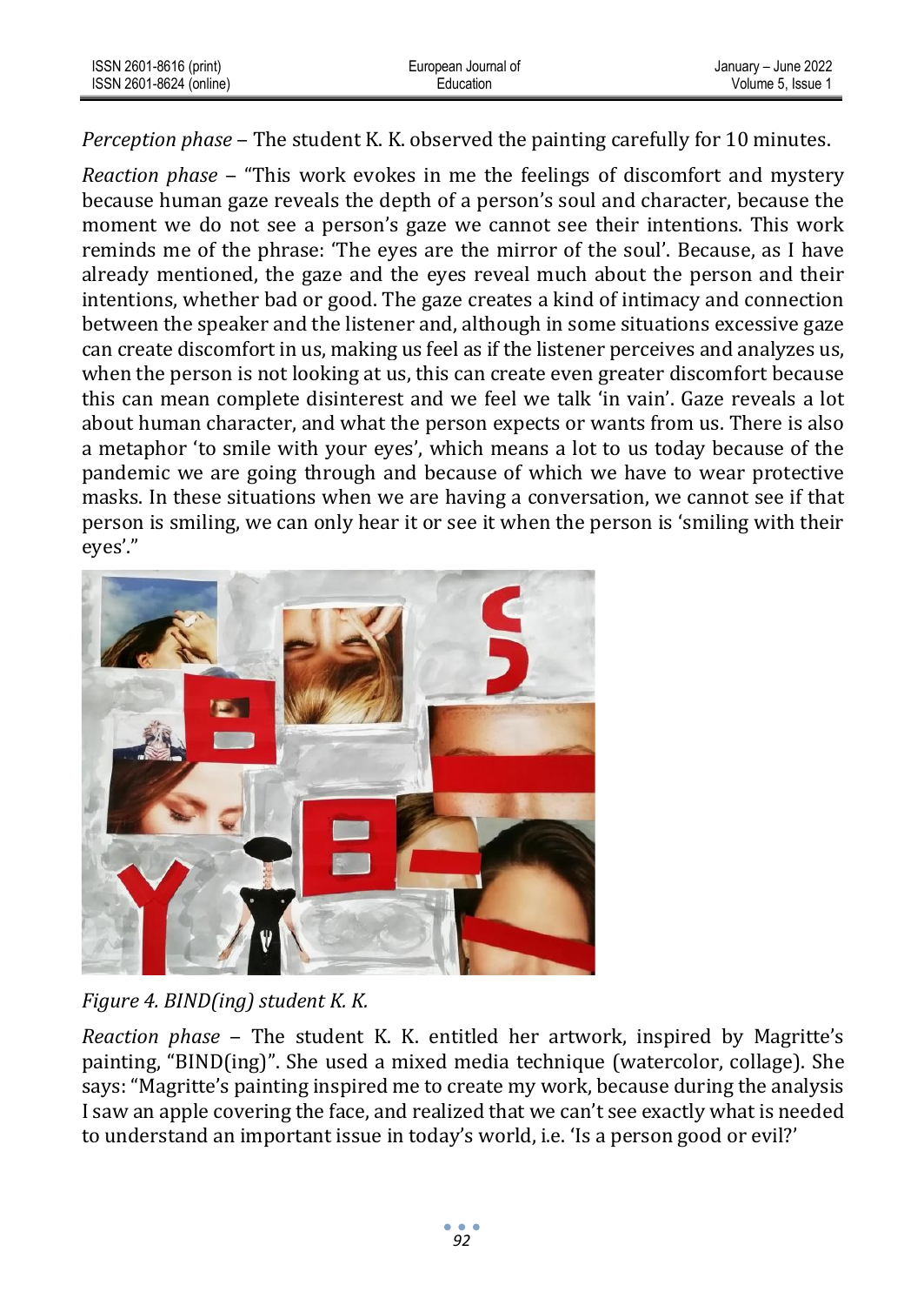*Perception phase* – The student K. K. observed the painting carefully for 10 minutes.

*Reaction phase* – "This work evokes in me the feelings of discomfort and mystery because human gaze reveals the depth of a person's soul and character, because the moment we do not see a person's gaze we cannot see their intentions. This work reminds me of the phrase: 'The eyes are the mirror of the soul'. Because, as I have already mentioned, the gaze and the eyes reveal much about the person and their intentions, whether bad or good. The gaze creates a kind of intimacy and connection between the speaker and the listener and, although in some situations excessive gaze can create discomfort in us, making us feel as if the listener perceives and analyzes us, when the person is not looking at us, this can create even greater discomfort because this can mean complete disinterest and we feel we talk 'in vain'. Gaze reveals a lot about human character, and what the person expects or wants from us. There is also a metaphor 'to smile with your eyes', which means a lot to us today because of the pandemic we are going through and because of which we have to wear protective masks. In these situations when we are having a conversation, we cannot see if that person is smiling, we can only hear it or see it when the person is 'smiling with their eyes'."

*Figure 4. BIND(ing) student K. K.*

*Reaction phase* – The student K. K. entitled her artwork, inspired by Magritte's painting, "BIND(ing)". She used a mixed media technique (watercolor, collage). She says: "Magritte's painting inspired me to create my work, because during the analysis I saw an apple covering the face, and realized that we can't see exactly what is needed to understand an important issue in today's world, i.e. 'Is a person good or evil?'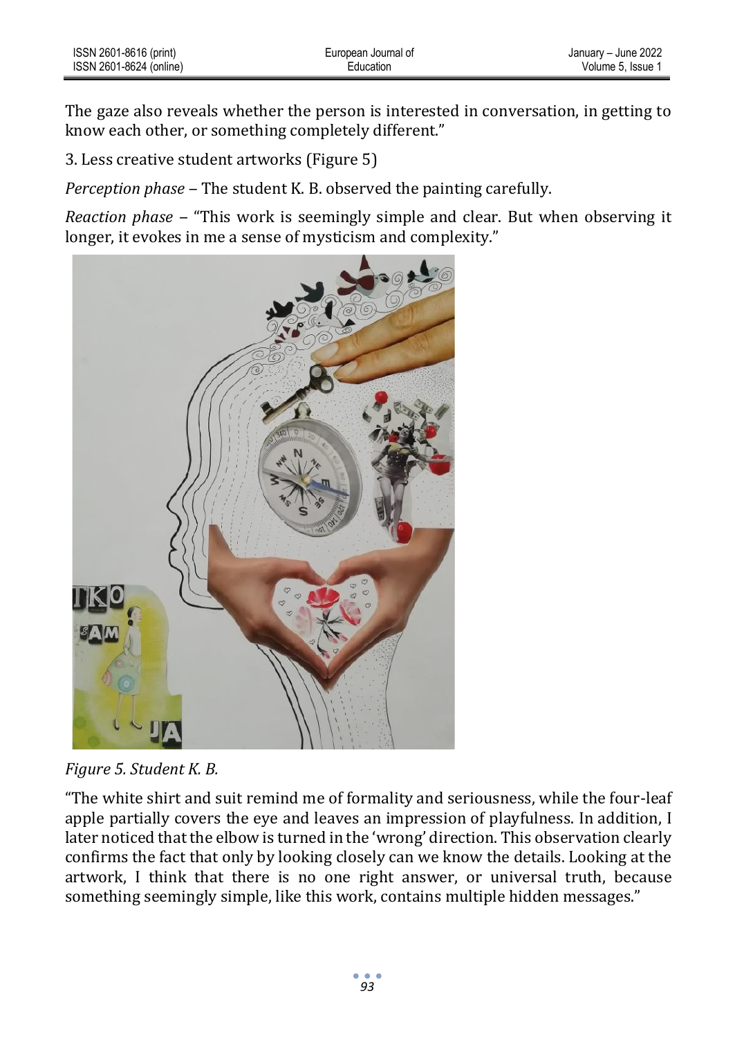The gaze also reveals whether the person is interested in conversation, in getting to know each other, or something completely different."

3. Less creative student artworks (Figure 5)

*Perception phase* – The student K. B. observed the painting carefully.

*Reaction phase* – "This work is seemingly simple and clear. But when observing it longer, it evokes in me a sense of mysticism and complexity."

*Figure 5. Student K. B.*

"The white shirt and suit remind me of formality and seriousness, while the four-leaf apple partially covers the eye and leaves an impression of playfulness. In addition, I later noticed that the elbow is turned in the 'wrong' direction. This observation clearly confirms the fact that only by looking closely can we know the details. Looking at the artwork, I think that there is no one right answer, or universal truth, because something seemingly simple, like this work, contains multiple hidden messages."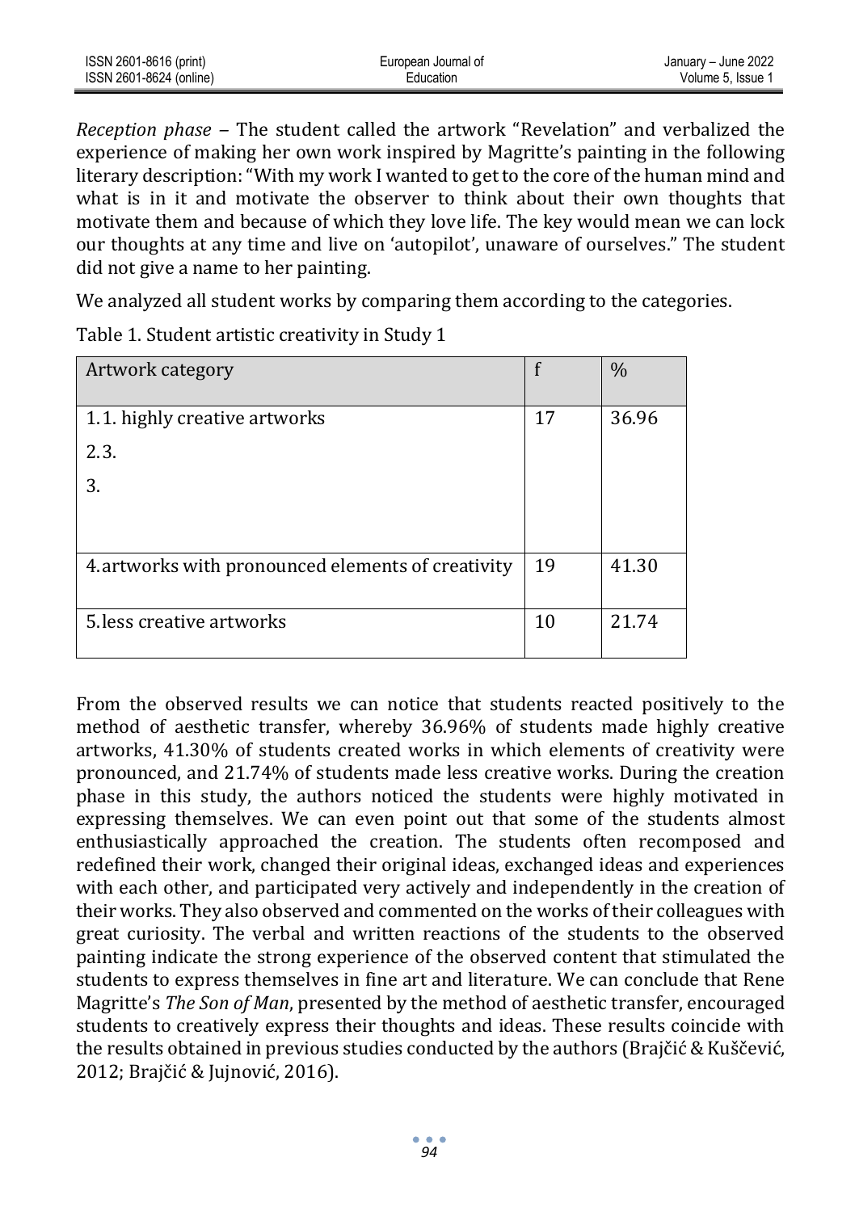*Reception phase* – The student called the artwork "Revelation" and verbalized the experience of making her own work inspired by Magritte's painting in the following literary description: "With my work I wanted to get to the core of the human mind and what is in it and motivate the observer to think about their own thoughts that motivate them and because of which they love life. The key would mean we can lock our thoughts at any time and live on 'autopilot', unaware of ourselves." The student did not give a name to her painting.

We analyzed all student works by comparing them according to the categories.

Table 1. Student artistic creativity in Study 1

| Artwork category | f | % |
|---|---|---|
| 1.1. highly creative artworks<br>2.3.<br>3. | 17 | 36.96 |
| 4. artworks with pronounced elements of creativity | 19 | 41.30 |
| 5. less creative artworks | 10 | 21.74 |

From the observed results we can notice that students reacted positively to the method of aesthetic transfer, whereby 36.96% of students made highly creative artworks, 41.30% of students created works in which elements of creativity were pronounced, and 21.74% of students made less creative works. During the creation phase in this study, the authors noticed the students were highly motivated in expressing themselves. We can even point out that some of the students almost enthusiastically approached the creation. The students often recomposed and redefined their work, changed their original ideas, exchanged ideas and experiences with each other, and participated very actively and independently in the creation of their works. They also observed and commented on the works of their colleagues with great curiosity. The verbal and written reactions of the students to the observed painting indicate the strong experience of the observed content that stimulated the students to express themselves in fine art and literature. We can conclude that Rene Magritte's *The Son of Man*, presented by the method of aesthetic transfer, encouraged students to creatively express their thoughts and ideas. These results coincide with the results obtained in previous studies conducted by the authors (Brajčić & Kuščević, 2012; Brajčić & Jujnović, 2016).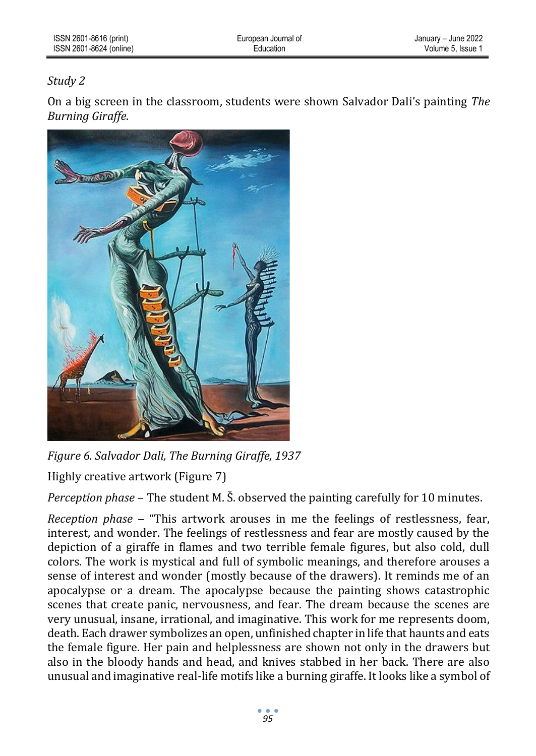*Study 2*

On a big screen in the classroom, students were shown Salvador Dali's painting *The Burning Giraffe*.

*Figure 6. Salvador Dali, The Burning Giraffe, 1937*

Highly creative artwork (Figure 7)

*Perception phase* – The student M. Š. observed the painting carefully for 10 minutes.

*Reception phase* – "This artwork arouses in me the feelings of restlessness, fear, interest, and wonder. The feelings of restlessness and fear are mostly caused by the depiction of a giraffe in flames and two terrible female figures, but also cold, dull colors. The work is mystical and full of symbolic meanings, and therefore arouses a sense of interest and wonder (mostly because of the drawers). It reminds me of an apocalypse or a dream. The apocalypse because the painting shows catastrophic scenes that create panic, nervousness, and fear. The dream because the scenes are very unusual, insane, irrational, and imaginative. This work for me represents doom, death. Each drawer symbolizes an open, unfinished chapter in life that haunts and eats the female figure. Her pain and helplessness are shown not only in the drawers but also in the bloody hands and head, and knives stabbed in her back. There are also unusual and imaginative real-life motifs like a burning giraffe. It looks like a symbol of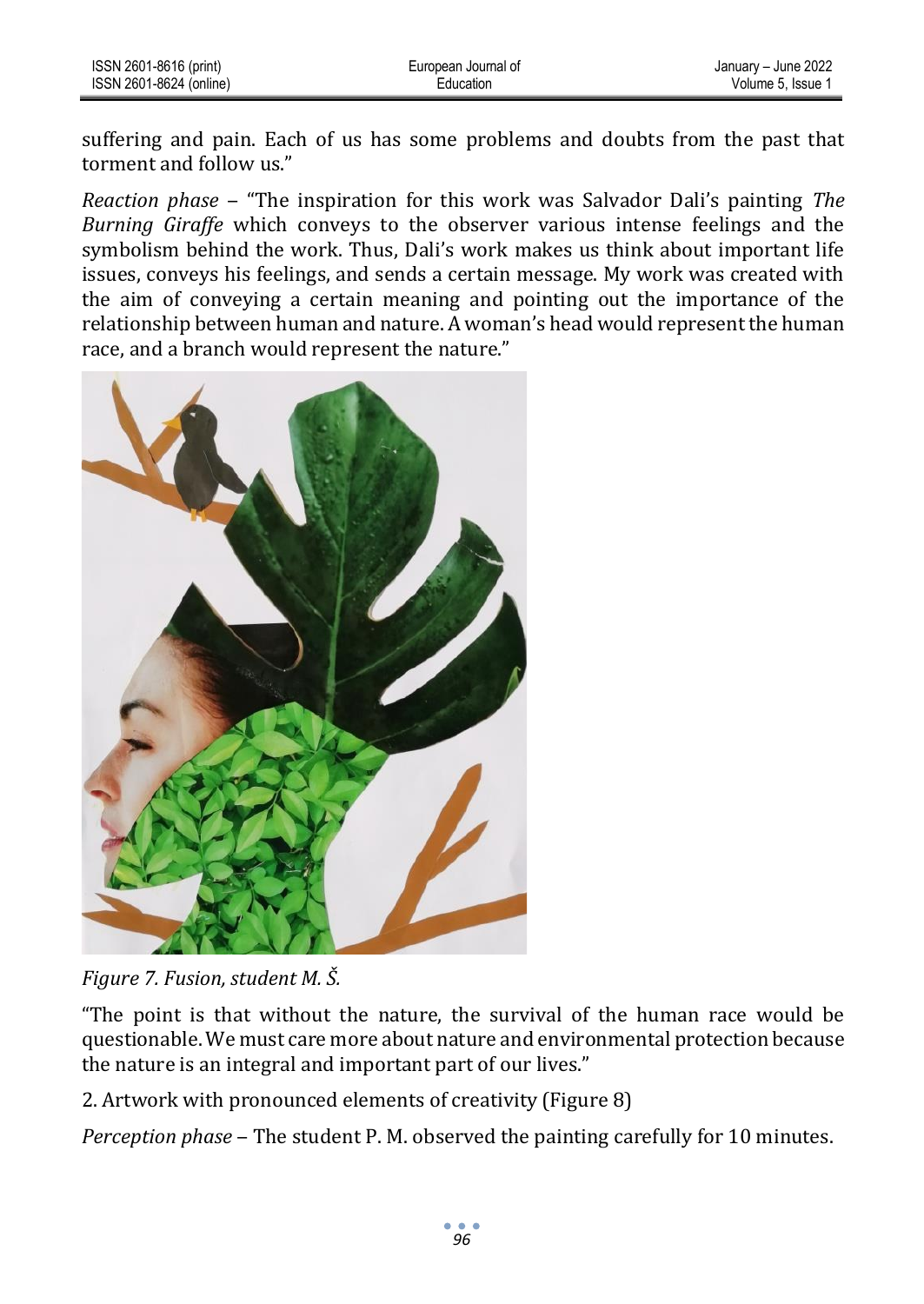suffering and pain. Each of us has some problems and doubts from the past that torment and follow us."

*Reaction phase* – "The inspiration for this work was Salvador Dali's painting *The Burning Giraffe* which conveys to the observer various intense feelings and the symbolism behind the work. Thus, Dali's work makes us think about important life issues, conveys his feelings, and sends a certain message. My work was created with the aim of conveying a certain meaning and pointing out the importance of the relationship between human and nature. A woman's head would represent the human race, and a branch would represent the nature."

*Figure 7. Fusion, student M. Š.*

"The point is that without the nature, the survival of the human race would be questionable. We must care more about nature and environmental protection because the nature is an integral and important part of our lives."

2. Artwork with pronounced elements of creativity (Figure 8)

*Perception phase* – The student P. M. observed the painting carefully for 10 minutes.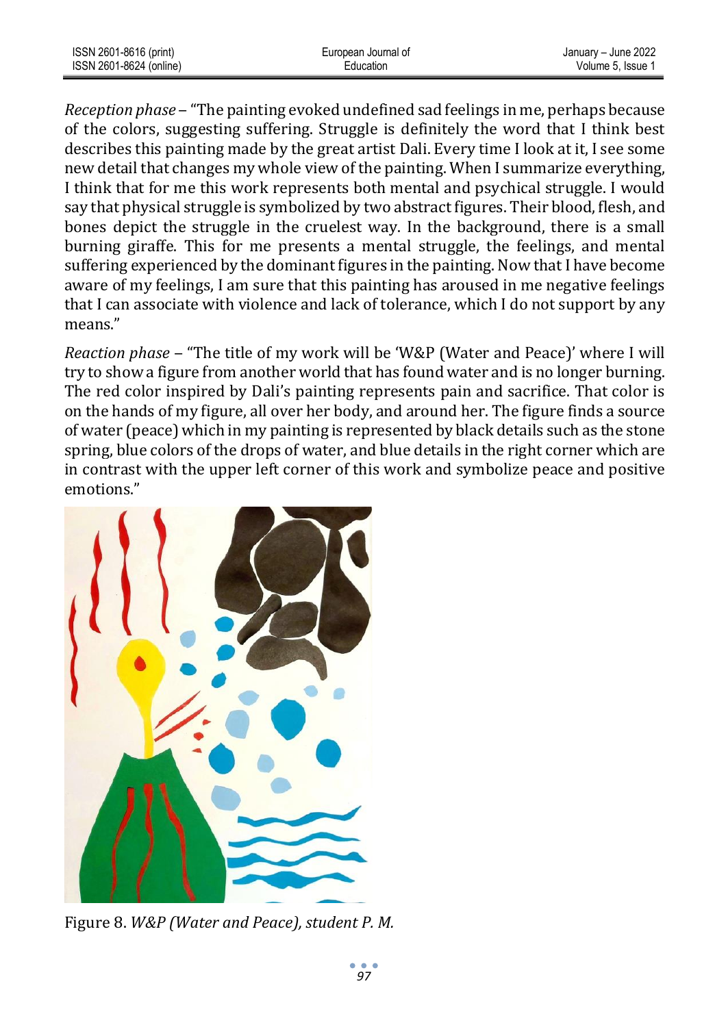*Reception phase* – “The painting evoked undefined sad feelings in me, perhaps because of the colors, suggesting suffering. Struggle is definitely the word that I think best describes this painting made by the great artist Dali. Every time I look at it, I see some new detail that changes my whole view of the painting. When I summarize everything, I think that for me this work represents both mental and psychical struggle. I would say that physical struggle is symbolized by two abstract figures. Their blood, flesh, and bones depict the struggle in the cruelest way. In the background, there is a small burning giraffe. This for me presents a mental struggle, the feelings, and mental suffering experienced by the dominant figures in the painting. Now that I have become aware of my feelings, I am sure that this painting has aroused in me negative feelings that I can associate with violence and lack of tolerance, which I do not support by any means.”

*Reaction phase* – “The title of my work will be ‘W&P (Water and Peace)’ where I will try to show a figure from another world that has found water and is no longer burning. The red color inspired by Dali’s painting represents pain and sacrifice. That color is on the hands of my figure, all over her body, and around her. The figure finds a source of water (peace) which in my painting is represented by black details such as the stone spring, blue colors of the drops of water, and blue details in the right corner which are in contrast with the upper left corner of this work and symbolize peace and positive emotions.”

Figure 8. *W&P (Water and Peace), student P. M.*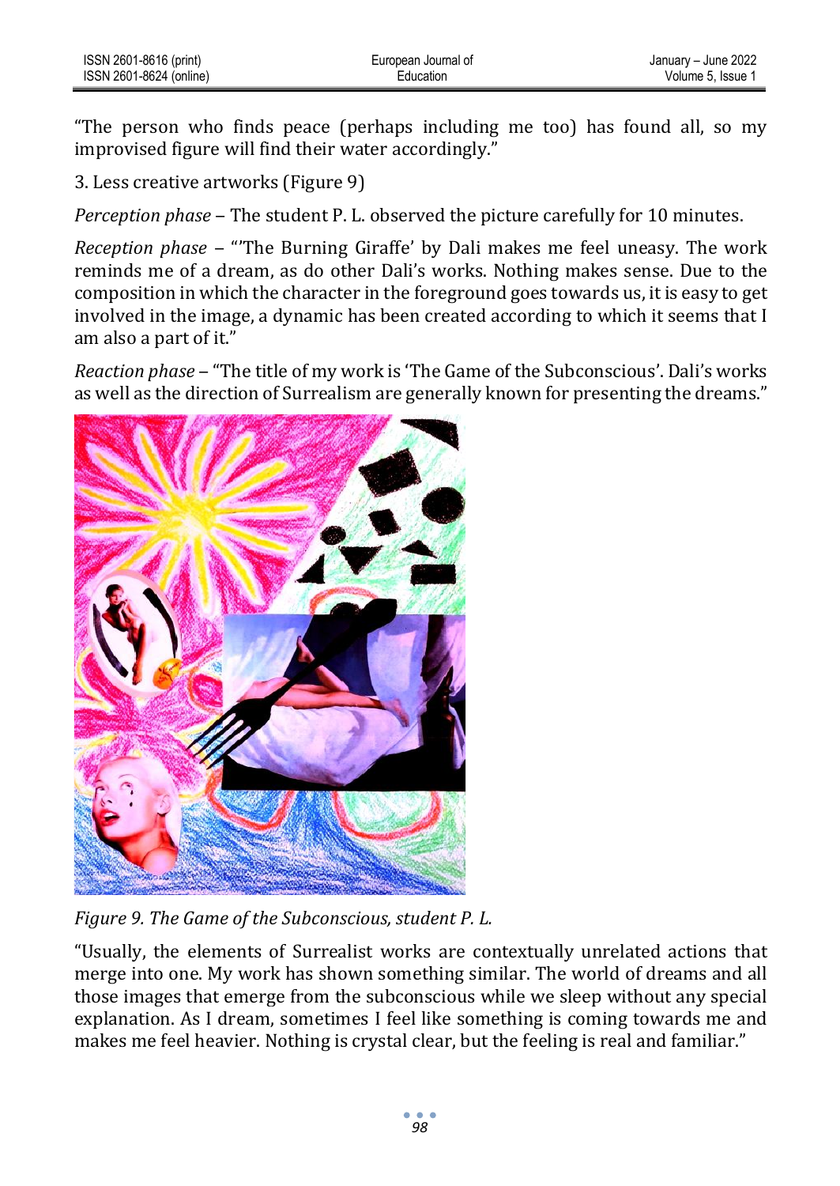"The person who finds peace (perhaps including me too) has found all, so my improvised figure will find their water accordingly."

3. Less creative artworks (Figure 9)

*Perception phase* – The student P. L. observed the picture carefully for 10 minutes.

*Reception phase* – "'The Burning Giraffe' by Dali makes me feel uneasy. The work reminds me of a dream, as do other Dali's works. Nothing makes sense. Due to the composition in which the character in the foreground goes towards us, it is easy to get involved in the image, a dynamic has been created according to which it seems that I am also a part of it."

*Reaction phase* – "The title of my work is 'The Game of the Subconscious'. Dali's works as well as the direction of Surrealism are generally known for presenting the dreams."

*Figure 9. The Game of the Subconscious, student P. L.*

"Usually, the elements of Surrealist works are contextually unrelated actions that merge into one. My work has shown something similar. The world of dreams and all those images that emerge from the subconscious while we sleep without any special explanation. As I dream, sometimes I feel like something is coming towards me and makes me feel heavier. Nothing is crystal clear, but the feeling is real and familiar."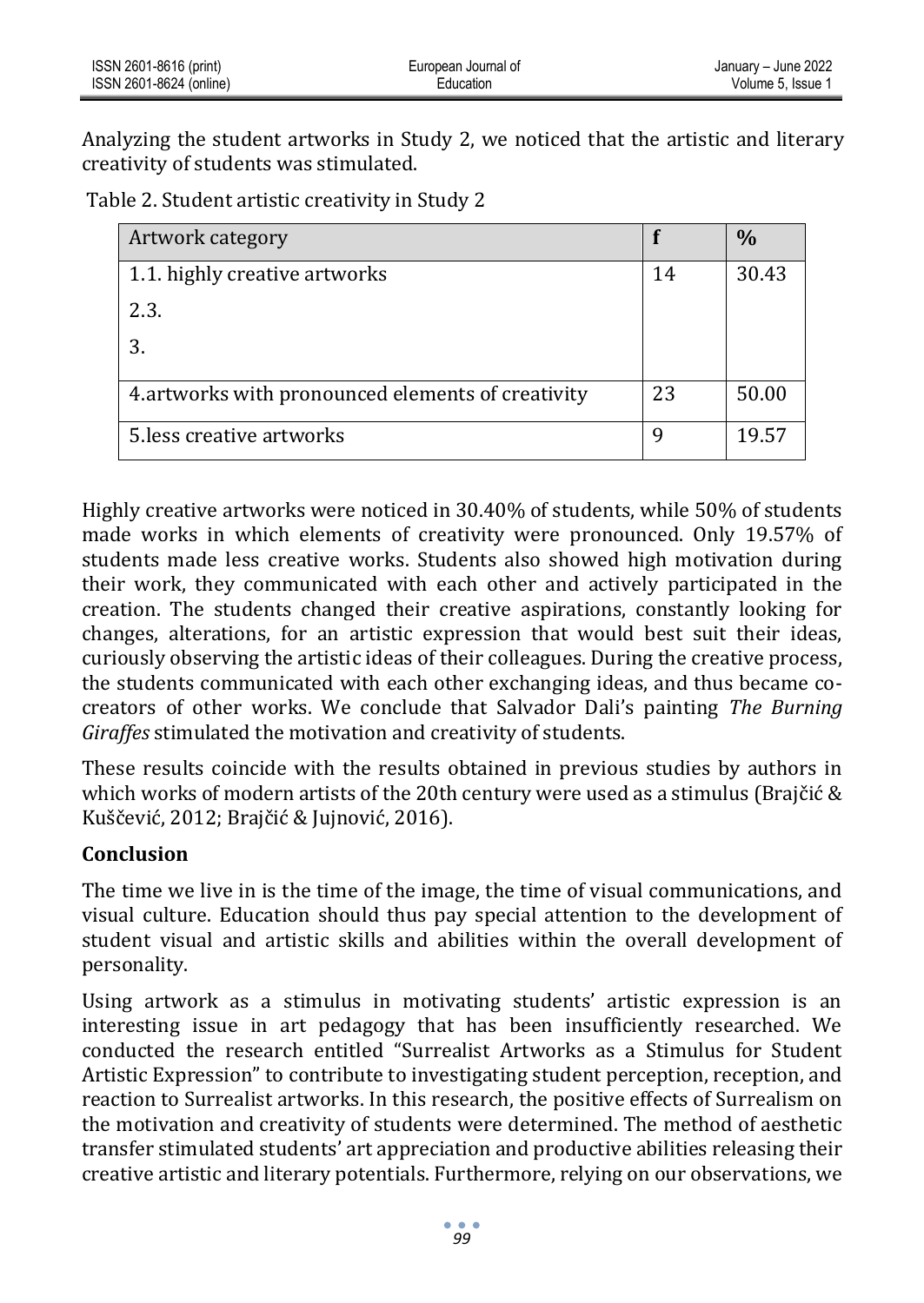Analyzing the student artworks in Study 2, we noticed that the artistic and literary creativity of students was stimulated.

Table 2. Student artistic creativity in Study 2

| Artwork category | f | % |
|---|---|---|
| 1.1. highly creative artworks<br>2.3.<br>3. | 14 | 30.43 |
| 4.artworks with pronounced elements of creativity | 23 | 50.00 |
| 5.less creative artworks | 9 | 19.57 |

Highly creative artworks were noticed in 30.40% of students, while 50% of students made works in which elements of creativity were pronounced. Only 19.57% of students made less creative works. Students also showed high motivation during their work, they communicated with each other and actively participated in the creation. The students changed their creative aspirations, constantly looking for changes, alterations, for an artistic expression that would best suit their ideas, curiously observing the artistic ideas of their colleagues. During the creative process, the students communicated with each other exchanging ideas, and thus became co-creators of other works. We conclude that Salvador Dali's painting *The Burning Giraffes* stimulated the motivation and creativity of students.

These results coincide with the results obtained in previous studies by authors in which works of modern artists of the 20th century were used as a stimulus (Brajčić & Kuščević, 2012; Brajčić & Jujnović, 2016).

## Conclusion

The time we live in is the time of the image, the time of visual communications, and visual culture. Education should thus pay special attention to the development of student visual and artistic skills and abilities within the overall development of personality.

Using artwork as a stimulus in motivating students' artistic expression is an interesting issue in art pedagogy that has been insufficiently researched. We conducted the research entitled "Surrealist Artworks as a Stimulus for Student Artistic Expression" to contribute to investigating student perception, reception, and reaction to Surrealist artworks. In this research, the positive effects of Surrealism on the motivation and creativity of students were determined. The method of aesthetic transfer stimulated students' art appreciation and productive abilities releasing their creative artistic and literary potentials. Furthermore, relying on our observations, we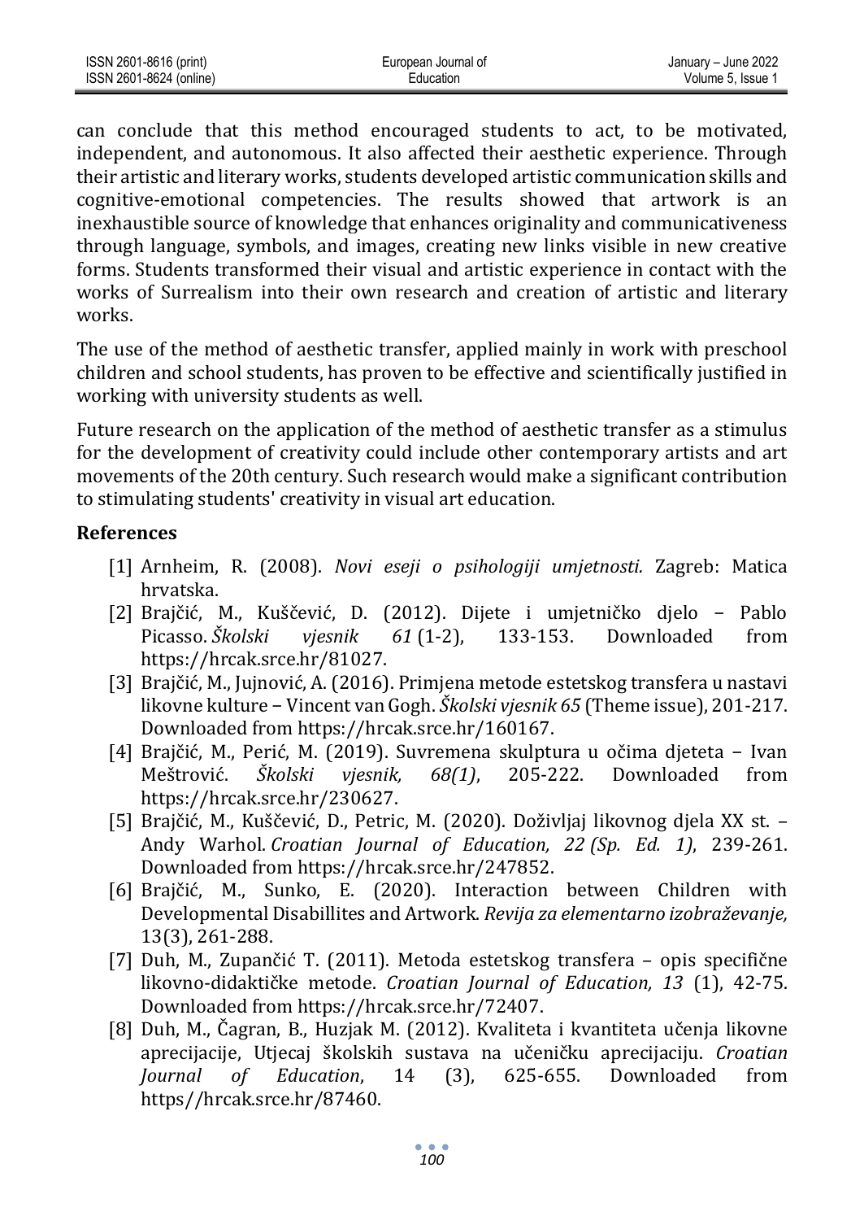can conclude that this method encouraged students to act, to be motivated, independent, and autonomous. It also affected their aesthetic experience. Through their artistic and literary works, students developed artistic communication skills and cognitive-emotional competencies. The results showed that artwork is an inexhaustible source of knowledge that enhances originality and communicativeness through language, symbols, and images, creating new links visible in new creative forms. Students transformed their visual and artistic experience in contact with the works of Surrealism into their own research and creation of artistic and literary works.

The use of the method of aesthetic transfer, applied mainly in work with preschool children and school students, has proven to be effective and scientifically justified in working with university students as well.

Future research on the application of the method of aesthetic transfer as a stimulus for the development of creativity could include other contemporary artists and art movements of the 20th century. Such research would make a significant contribution to stimulating students' creativity in visual art education.

## References

[1] Arnheim, R. (2008). *Novi eseji o psihologiji umjetnosti.* Zagreb: Matica hrvatska.

[2] Brajčić, M., Kuščević, D. (2012). Dijete i umjetničko djelo − Pablo Picasso. *Školski vjesnik 61* (1-2), 133-153. Downloaded from https://hrcak.srce.hr/81027.

[3] Brajčić, M., Jujnović, A. (2016). Primjena metode estetskog transfera u nastavi likovne kulture − Vincent van Gogh. *Školski vjesnik 65* (Theme issue), 201-217. Downloaded from https://hrcak.srce.hr/160167.

[4] Brajčić, M., Perić, M. (2019). Suvremena skulptura u očima djeteta − Ivan Meštrović. *Školski vjesnik, 68(1)*, 205-222. Downloaded from https://hrcak.srce.hr/230627.

[5] Brajčić, M., Kuščević, D., Petric, M. (2020). Doživljaj likovnog djela XX st. – Andy Warhol. *Croatian Journal of Education, 22 (Sp. Ed. 1)*, 239-261. Downloaded from https://hrcak.srce.hr/247852.

[6] Brajčić, M., Sunko, E. (2020). Interaction between Children with Developmental Disabillites and Artwork. *Revija za elementarno izobraževanje,* 13(3), 261-288.

[7] Duh, M., Zupančić T. (2011). Metoda estetskog transfera – opis specifične likovno-didaktičke metode. *Croatian Journal of Education, 13* (1), 42-75. Downloaded from https://hrcak.srce.hr/72407.

[8] Duh, M., Čagran, B., Huzjak M. (2012). Kvaliteta i kvantiteta učenja likovne aprecijacije, Utjecaj školskih sustava na učeničku aprecijaciju. *Croatian Journal of Education*, 14 (3), 625-655. Downloaded from https//hrcak.srce.hr/87460.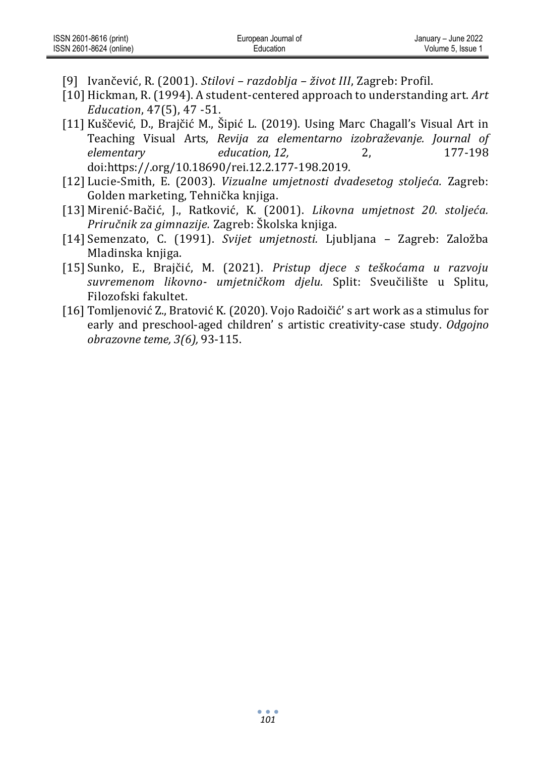[9] Ivančević, R. (2001). *Stilovi – razdoblja – život III*, Zagreb: Profil.

[10] Hickman, R. (1994). A student-centered approach to understanding art. *Art Education*, 47(5), 47 -51.

[11] Kuščević, D., Brajčić M., Šipić L. (2019). Using Marc Chagall's Visual Art in Teaching Visual Arts, *Revija za elementarno izobraževanje. Journal of elementary education, 12,* 2, 177-198 doi:https://.org/10.18690/rei.12.2.177-198.2019.

[12] Lucie-Smith, E. (2003). *Vizualne umjetnosti dvadesetog stoljeća.* Zagreb: Golden marketing, Tehnička knjiga.

[13] Mirenić-Bačić, J., Ratković, K. (2001). *Likovna umjetnost 20. stoljeća. Priručnik za gimnazije.* Zagreb: Školska knjiga.

[14] Semenzato, C. (1991). *Svijet umjetnosti.* Ljubljana – Zagreb: Založba Mladinska knjiga.

[15] Sunko, E., Brajčić, M. (2021). *Pristup djece s teškoćama u razvoju suvremenom likovno- umjetničkom djelu.* Split: Sveučilište u Splitu, Filozofski fakultet.

[16] Tomljenović Z., Bratović K. (2020). Vojo Radoičić' s art work as a stimulus for early and preschool-aged children' s artistic creativity-case study. *Odgojno obrazovne teme, 3(6),* 93-115.